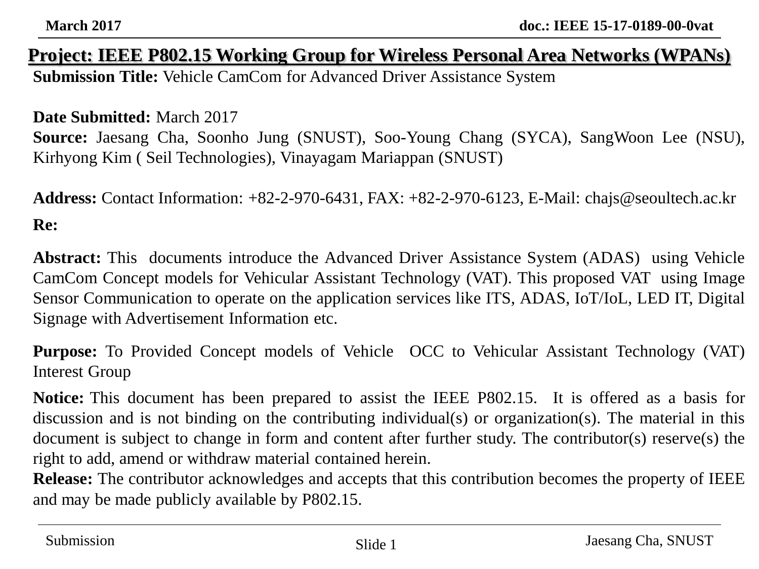# Project: IEEE P802.15 Working Group for Wireless Personal Area Networks (WPANs)

**Submission Title:** Vehicle CamCom for Advanced Driver Assistance System

**Date Submitted:** March 2017

**Source:** Jaesang Cha, Soonho Jung (SNUST), Soo-Young Chang (SYCA), SangWoon Lee (NSU), Kirhyong Kim ( Seil Technologies), Vinayagam Mariappan (SNUST)

**Address:** Contact Information: +82-2-970-6431, FAX: +82-2-970-6123, E-Mail: chajs@seoultech.ac.kr

**Re:**

**Abstract:** This documents introduce the Advanced Driver Assistance System (ADAS) using Vehicle CamCom Concept models for Vehicular Assistant Technology (VAT). This proposed VAT using Image Sensor Communication to operate on the application services like ITS, ADAS, IoT/IoL, LED IT, Digital Signage with Advertisement Information etc.

**Purpose:** To Provided Concept models of Vehicle OCC to Vehicular Assistant Technology (VAT) Interest Group

**Notice:** This document has been prepared to assist the IEEE P802.15. It is offered as a basis for discussion and is not binding on the contributing individual(s) or organization(s). The material in this document is subject to change in form and content after further study. The contributor(s) reserve(s) the right to add, amend or withdraw material contained herein.

**Release:** The contributor acknowledges and accepts that this contribution becomes the property of IEEE and may be made publicly available by P802.15.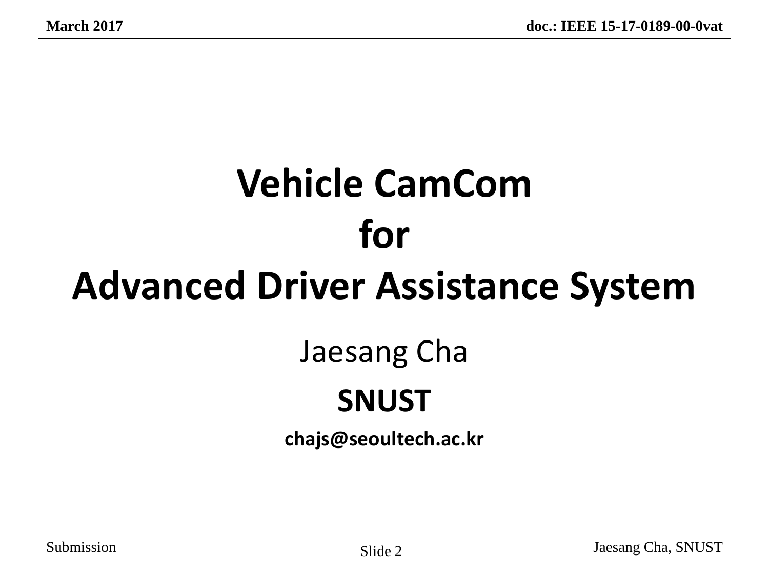# Vehicle CamCom for Advanced Driver Assistance System

Jaesang Cha

**SNUST**

**chajs@seoultech.ac.kr**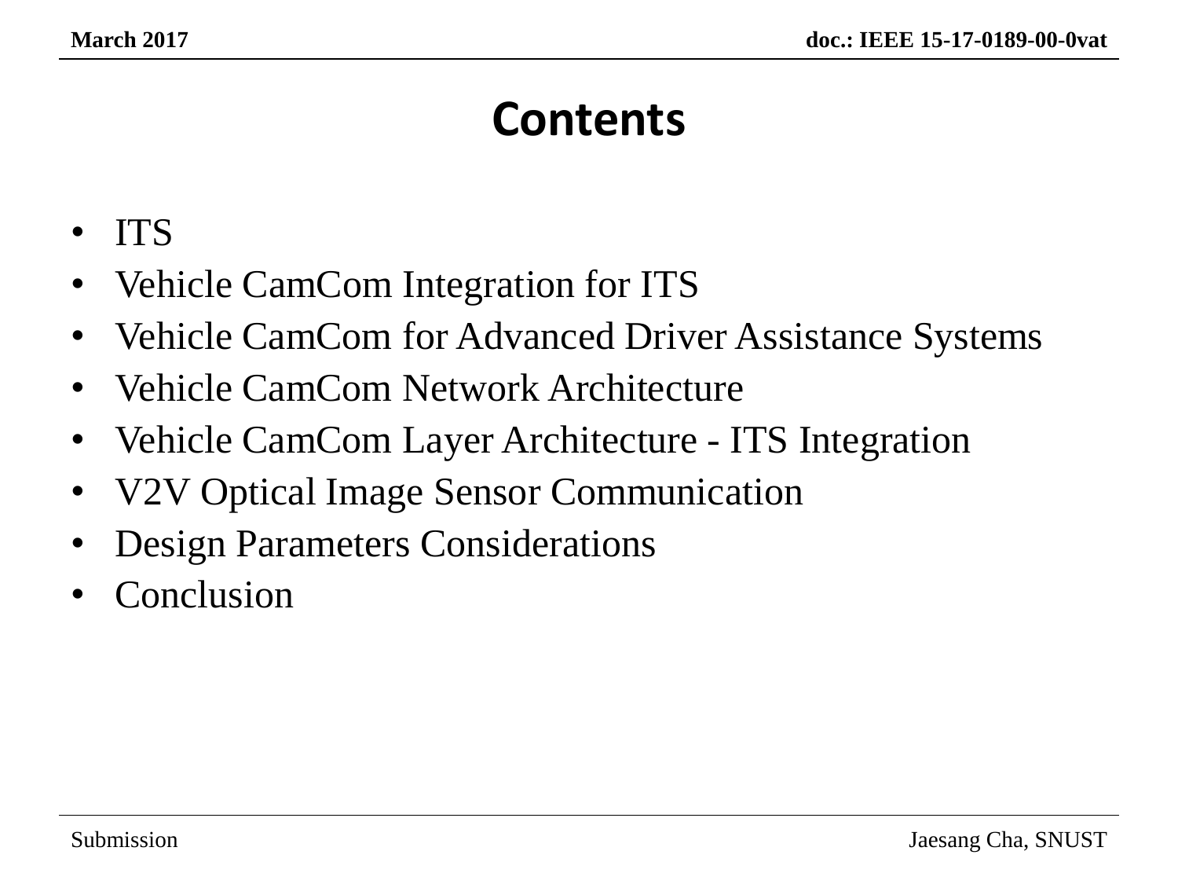# Contents

- ITS
- Vehicle CamCom Integration for ITS
- Vehicle CamCom for Advanced Driver Assistance Systems
- Vehicle CamCom Network Architecture
- Vehicle CamCom Layer Architecture - ITS Integration
- V2V Optical Image Sensor Communication
- Design Parameters Considerations
- Conclusion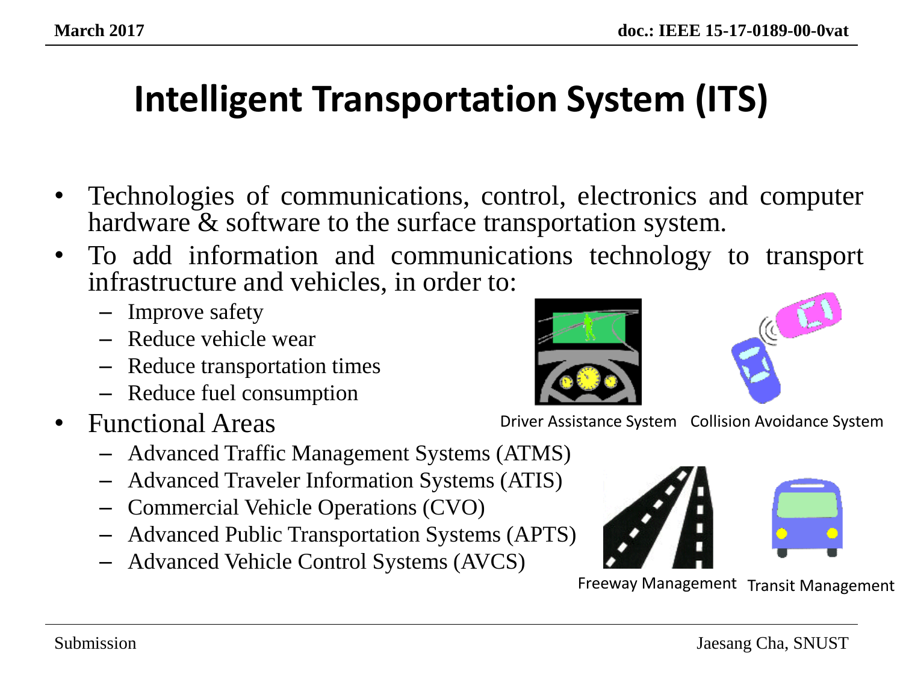# Intelligent Transportation System (ITS)

- Technologies of communications, control, electronics and computer hardware & software to the surface transportation system.
- To add information and communications technology to transport infrastructure and vehicles, in order to:
  - Improve safety
  - Reduce vehicle wear
  - Reduce transportation times
  - Reduce fuel consumption
- Functional Areas
  - Advanced Traffic Management Systems (ATMS)
  - Advanced Traveler Information Systems (ATIS)
  - Commercial Vehicle Operations (CVO)
  - Advanced Public Transportation Systems (APTS)
  - Advanced Vehicle Control Systems (AVCS)

Driver Assistance System

Collision Avoidance System

Freeway Management

Transit Management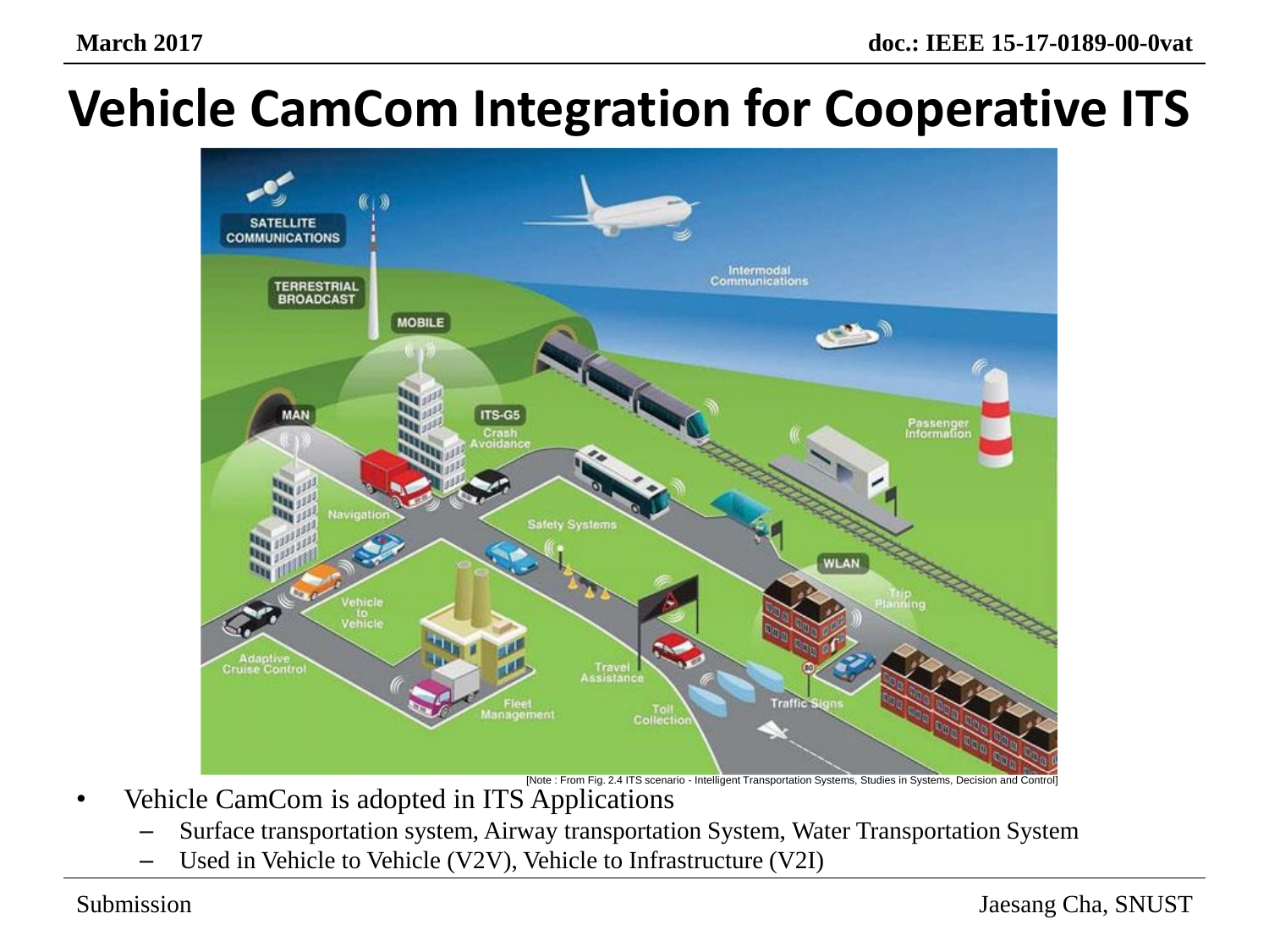# Vehicle CamCom Integration for Cooperative ITS

[Note : From Fig. 2.4 ITS scenario - Intelligent Transportation Systems, Studies in Systems, Decision and Control]

- Vehicle CamCom is adopted in ITS Applications
  - Surface transportation system, Airway transportation System, Water Transportation System
  - Used in Vehicle to Vehicle (V2V), Vehicle to Infrastructure (V2I)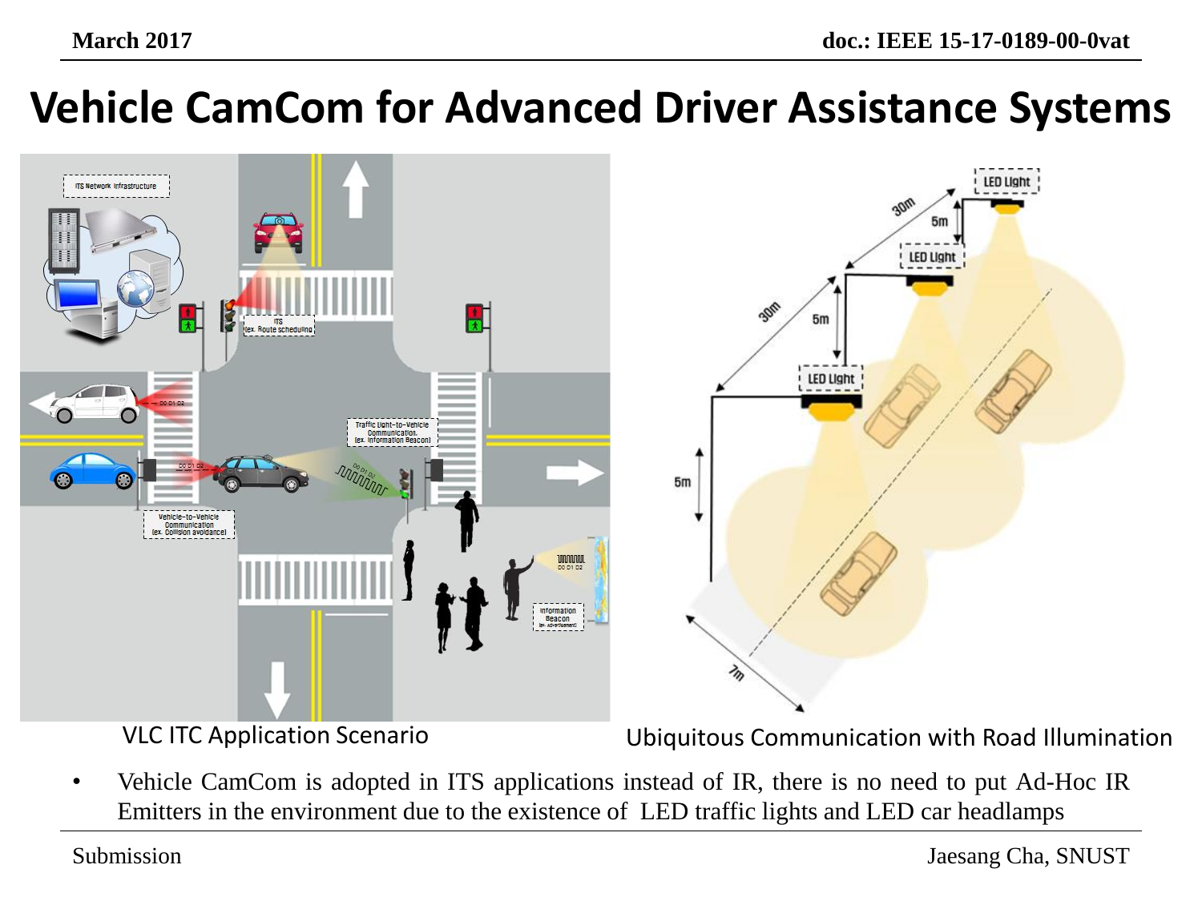# Vehicle CamCom for Advanced Driver Assistance Systems

VLC ITC Application Scenario

Ubiquitous Communication with Road Illumination

- Vehicle CamCom is adopted in ITS applications instead of IR, there is no need to put Ad-Hoc IR Emitters in the environment due to the existence of LED traffic lights and LED car headlamps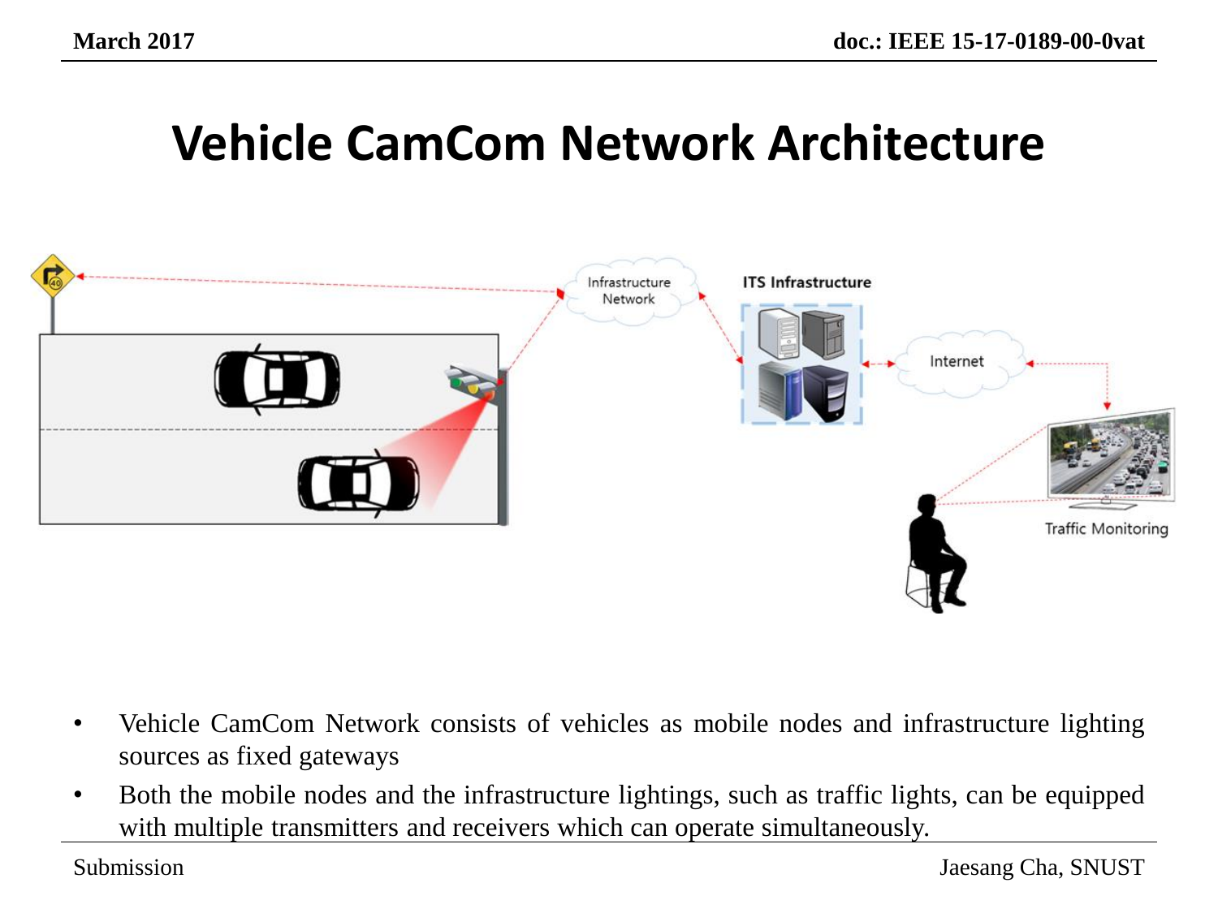# Vehicle CamCom Network Architecture

- Vehicle CamCom Network consists of vehicles as mobile nodes and infrastructure lighting sources as fixed gateways
- Both the mobile nodes and the infrastructure lightings, such as traffic lights, can be equipped with multiple transmitters and receivers which can operate simultaneously.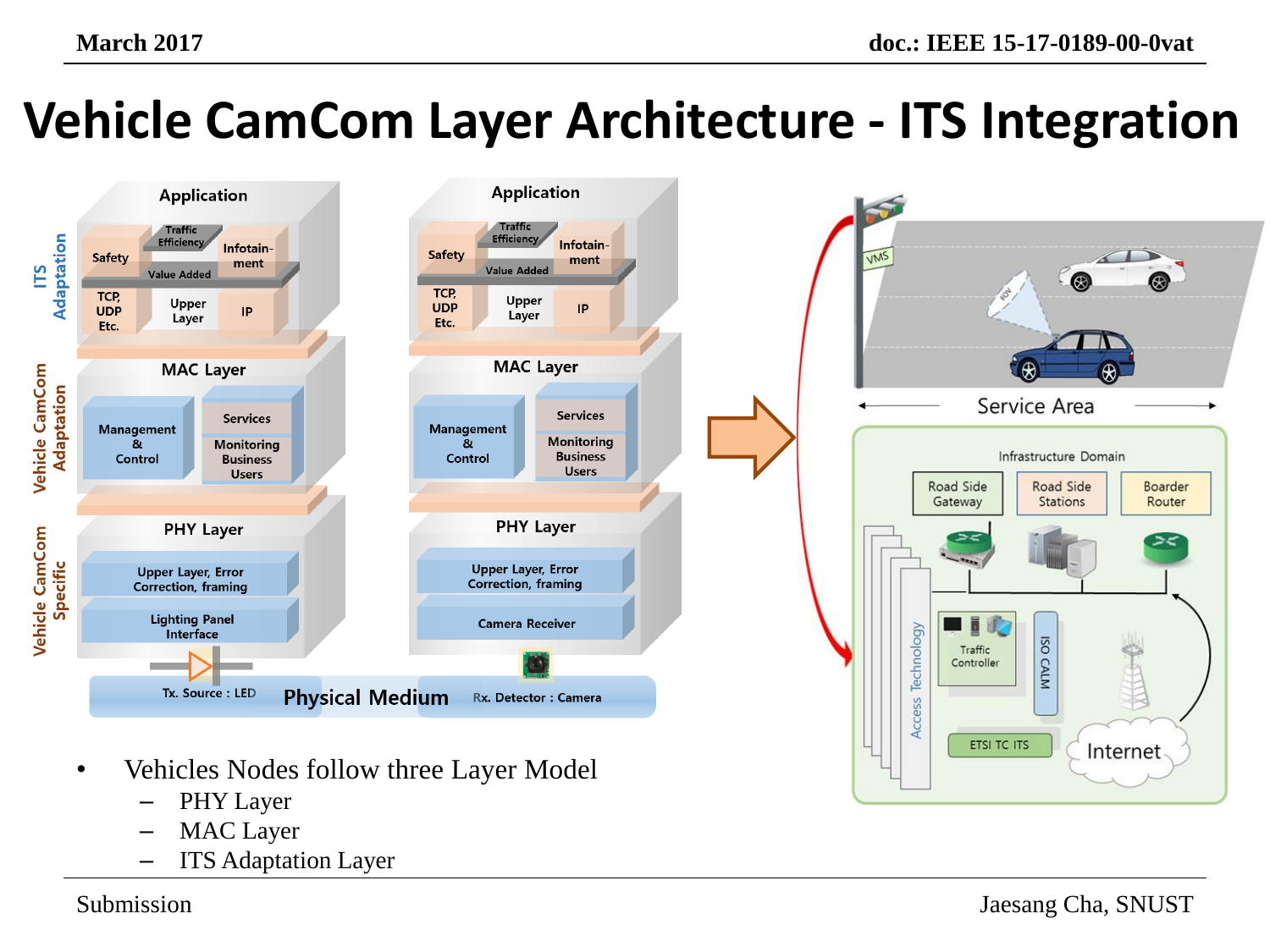# Vehicle CamCom Layer Architecture - ITS Integration

- Vehicles Nodes follow three Layer Model
  - PHY Layer
  - MAC Layer
  - ITS Adaptation Layer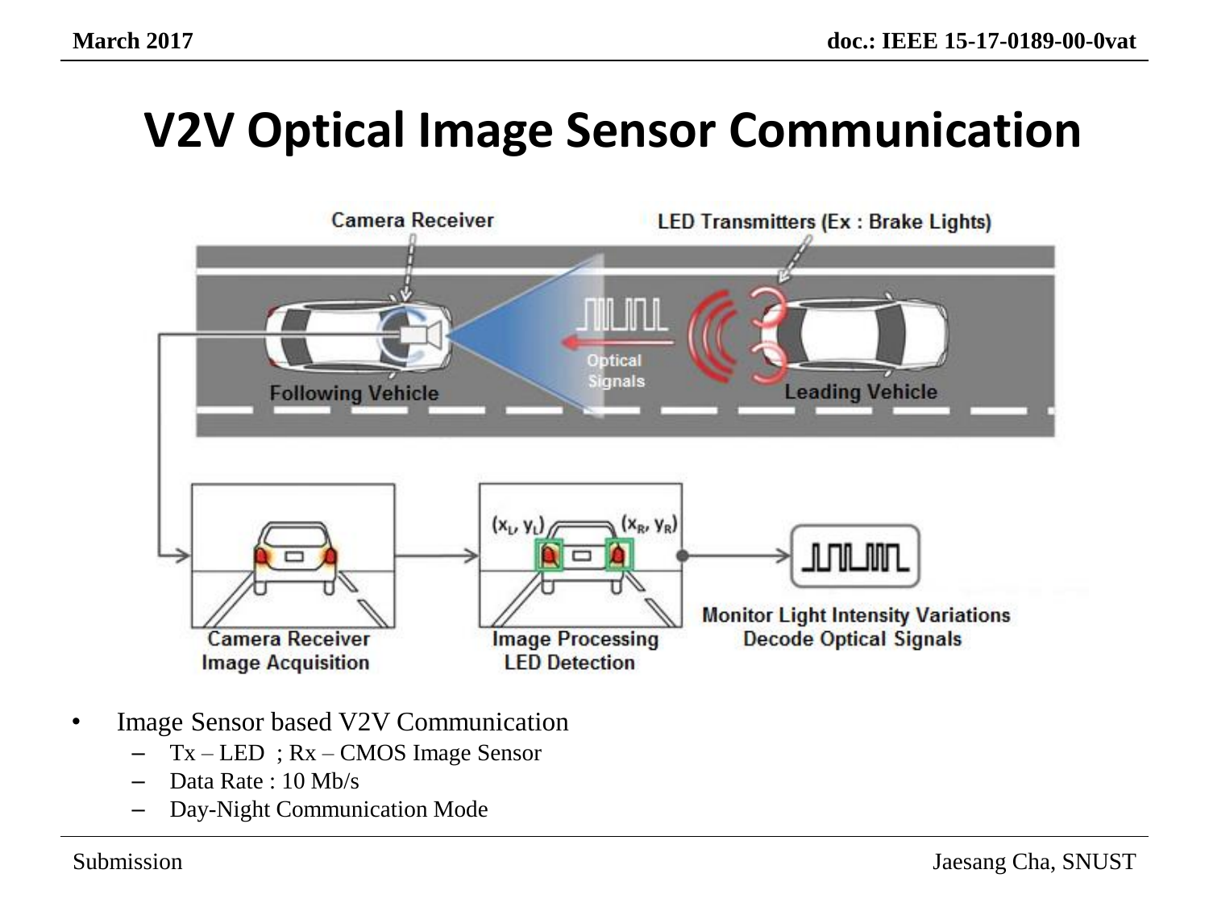# V2V Optical Image Sensor Communication

Camera Receiver

LED Transmitters (Ex : Brake Lights)

Optical Signals

Following Vehicle

Leading Vehicle

Camera Receiver Image Acquisition

Image Processing LED Detection

$(x_L, y_L)$ $(x_R, y_R)$

Monitor Light Intensity Variations Decode Optical Signals

- Image Sensor based V2V Communication
  - Tx – LED ; Rx – CMOS Image Sensor
  - Data Rate : 10 Mb/s
  - Day-Night Communication Mode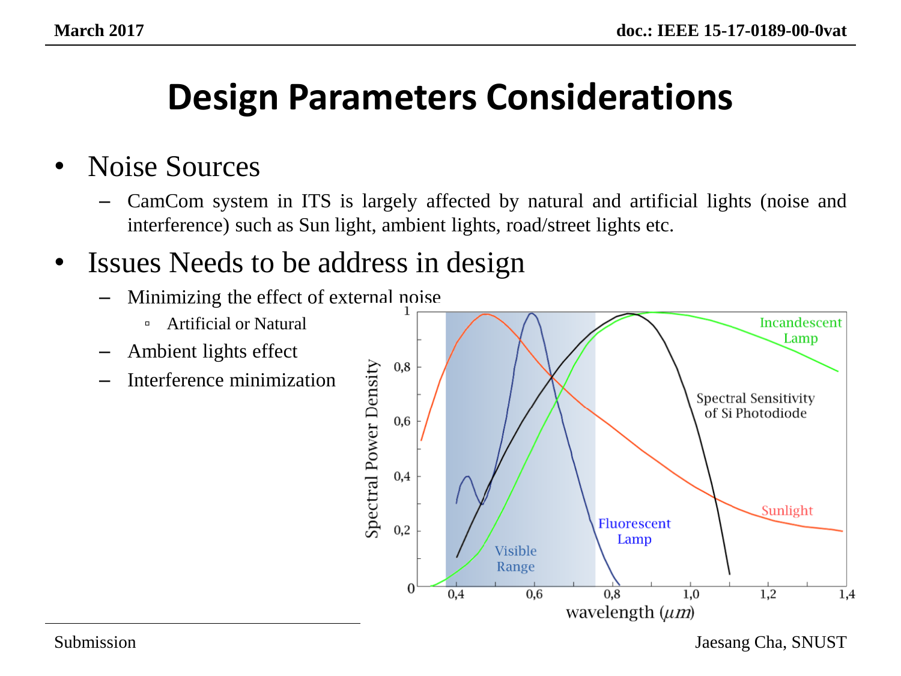# Design Parameters Considerations

- Noise Sources
  - CamCom system in ITS is largely affected by natural and artificial lights (noise and interference) such as Sun light, ambient lights, road/street lights etc.
- Issues Needs to be address in design
  - Minimizing the effect of external noise
    - Artificial or Natural
  - Ambient lights effect
  - Interference minimization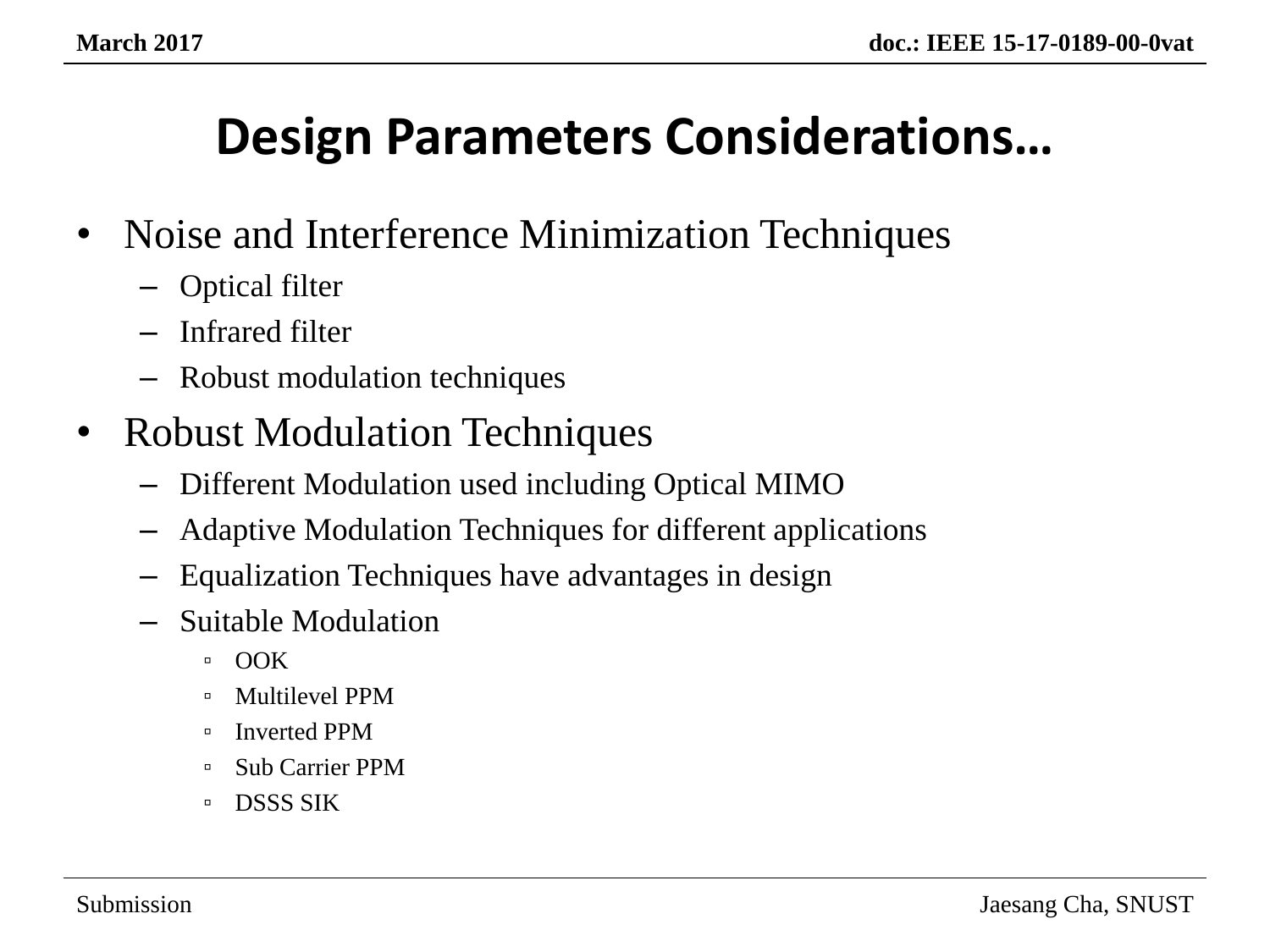# Design Parameters Considerations…

- Noise and Interference Minimization Techniques
  - Optical filter
  - Infrared filter
  - Robust modulation techniques
- Robust Modulation Techniques
  - Different Modulation used including Optical MIMO
  - Adaptive Modulation Techniques for different applications
  - Equalization Techniques have advantages in design
  - Suitable Modulation
    - OOK
    - Multilevel PPM
    - Inverted PPM
    - Sub Carrier PPM
    - DSSS SIK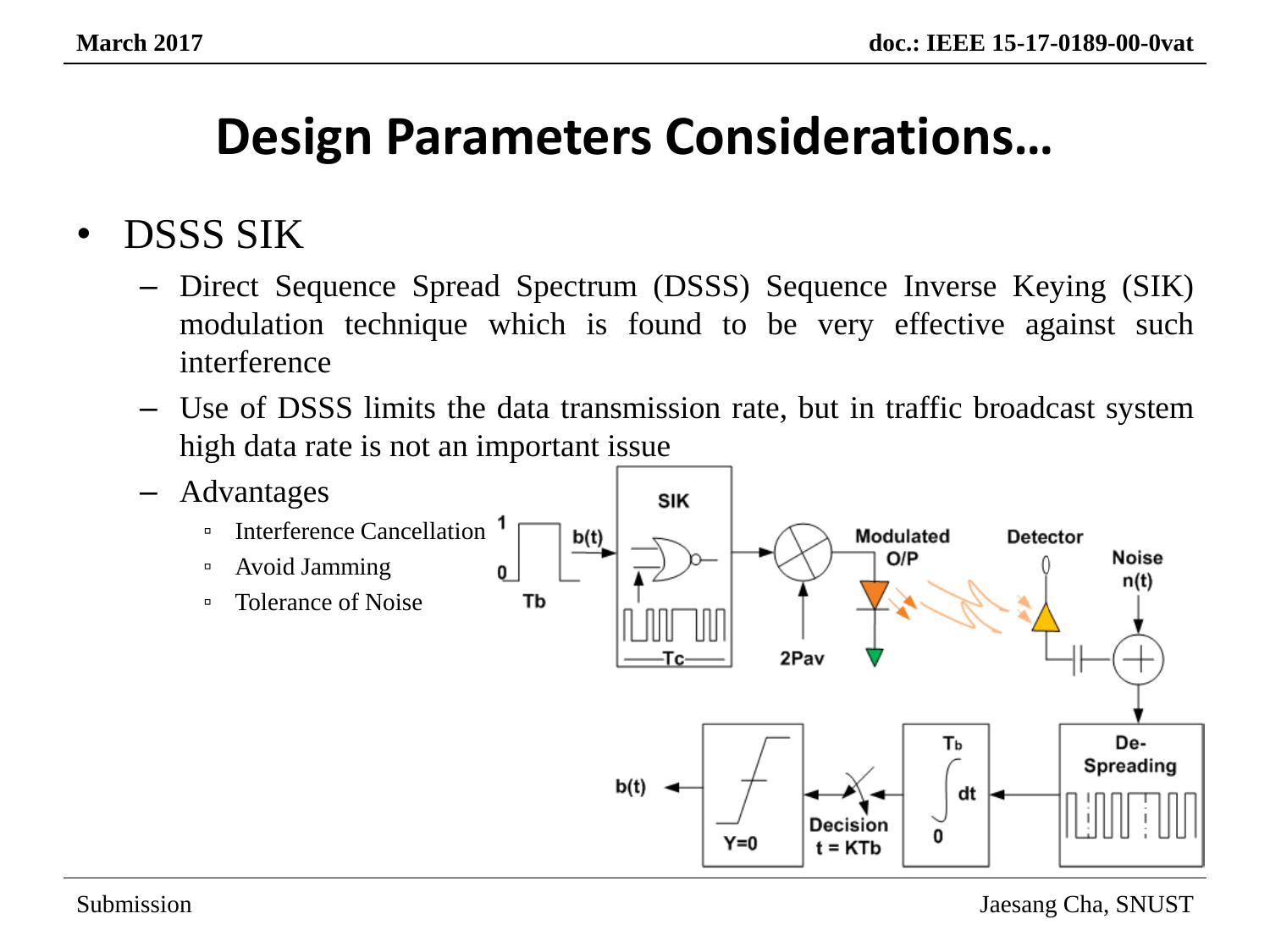# Design Parameters Considerations…

- DSSS SIK
  - Direct Sequence Spread Spectrum (DSSS) Sequence Inverse Keying (SIK) modulation technique which is found to be very effective against such interference
  - Use of DSSS limits the data transmission rate, but in traffic broadcast system high data rate is not an important issue
  - Advantages
    - Interference Cancellation
    - Avoid Jamming
    - Tolerance of Noise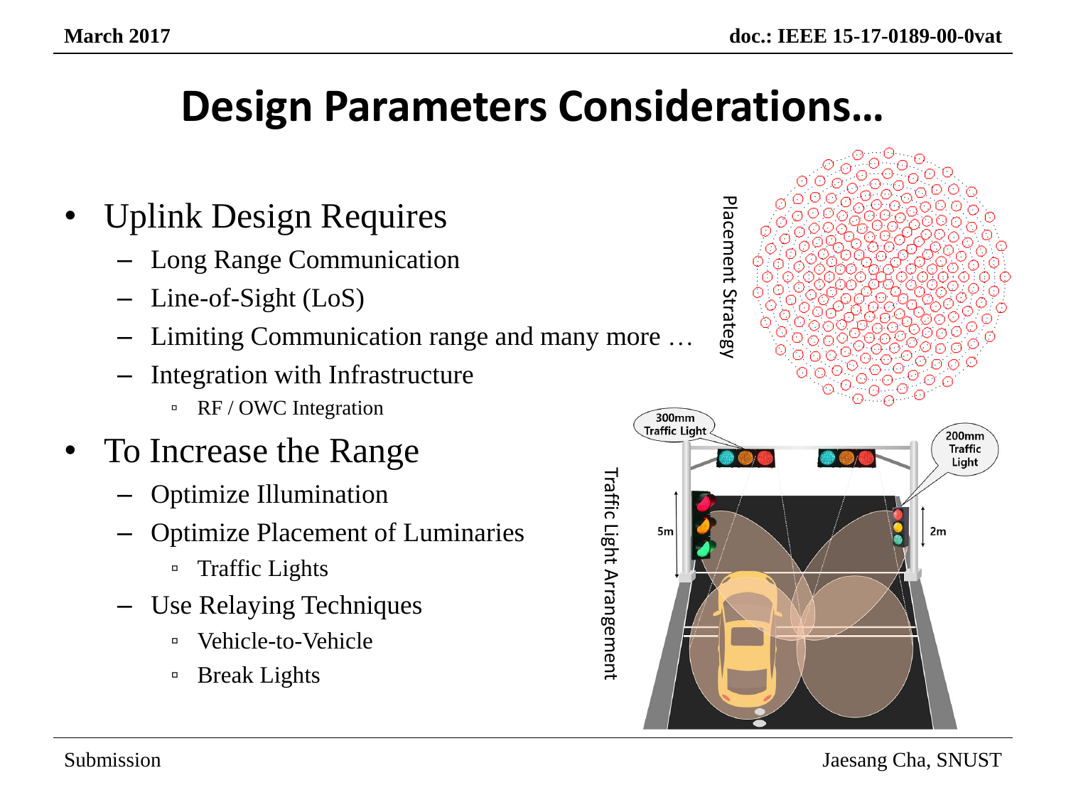# Design Parameters Considerations…

- Uplink Design Requires
  - Long Range Communication
  - Line-of-Sight (LoS)
  - Limiting Communication range and many more …
  - Integration with Infrastructure
    - RF / OWC Integration
- To Increase the Range
  - Optimize Illumination
  - Optimize Placement of Luminaries
    - Traffic Lights
  - Use Relaying Techniques
    - Vehicle-to-Vehicle
    - Break Lights

Placement Strategy

Traffic Light Arrangement

300mm Traffic Light

200mm Traffic Light

5m

2m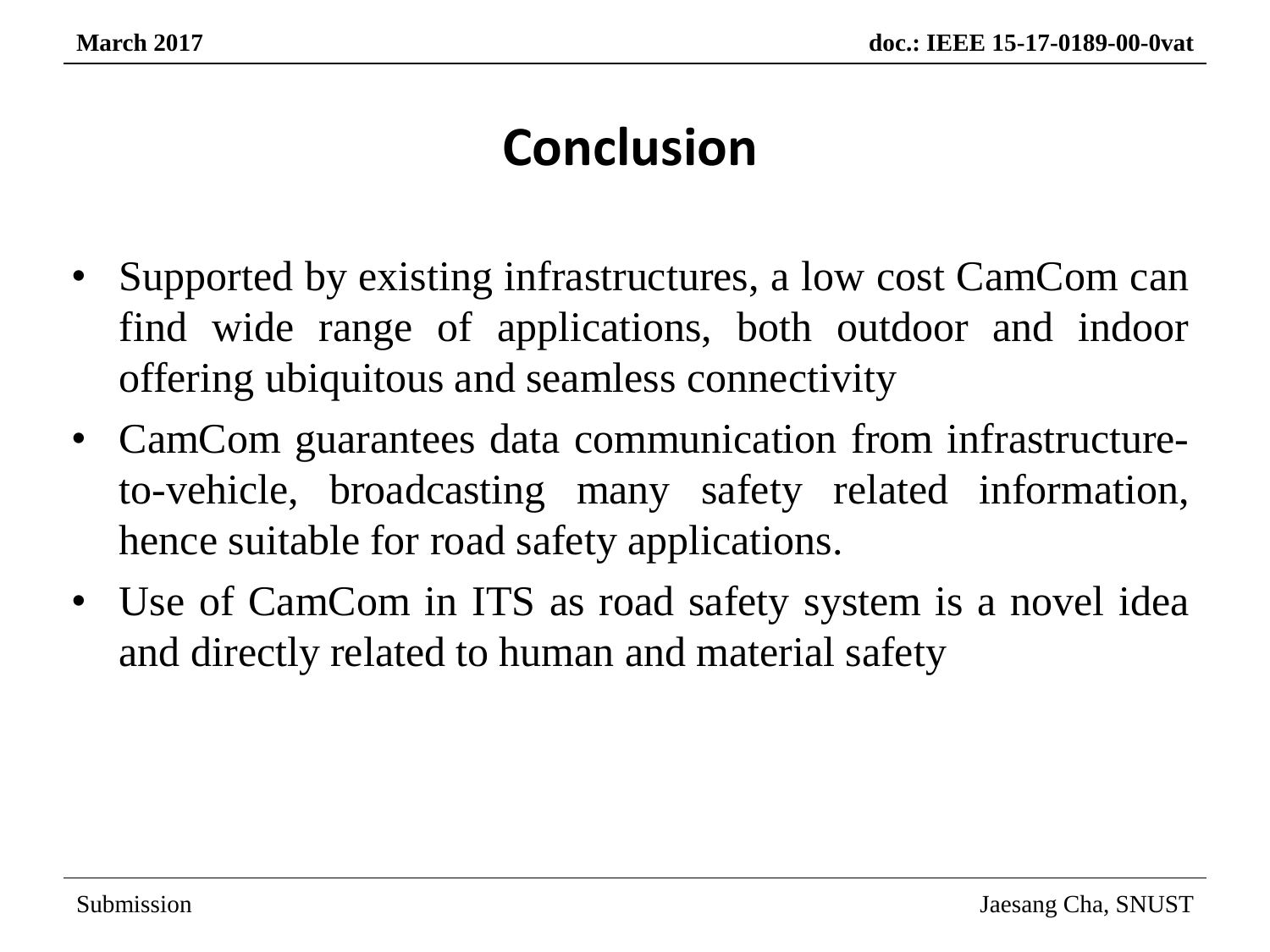# Conclusion

- Supported by existing infrastructures, a low cost CamCom can find wide range of applications, both outdoor and indoor offering ubiquitous and seamless connectivity
- CamCom guarantees data communication from infrastructure-to-vehicle, broadcasting many safety related information, hence suitable for road safety applications.
- Use of CamCom in ITS as road safety system is a novel idea and directly related to human and material safety